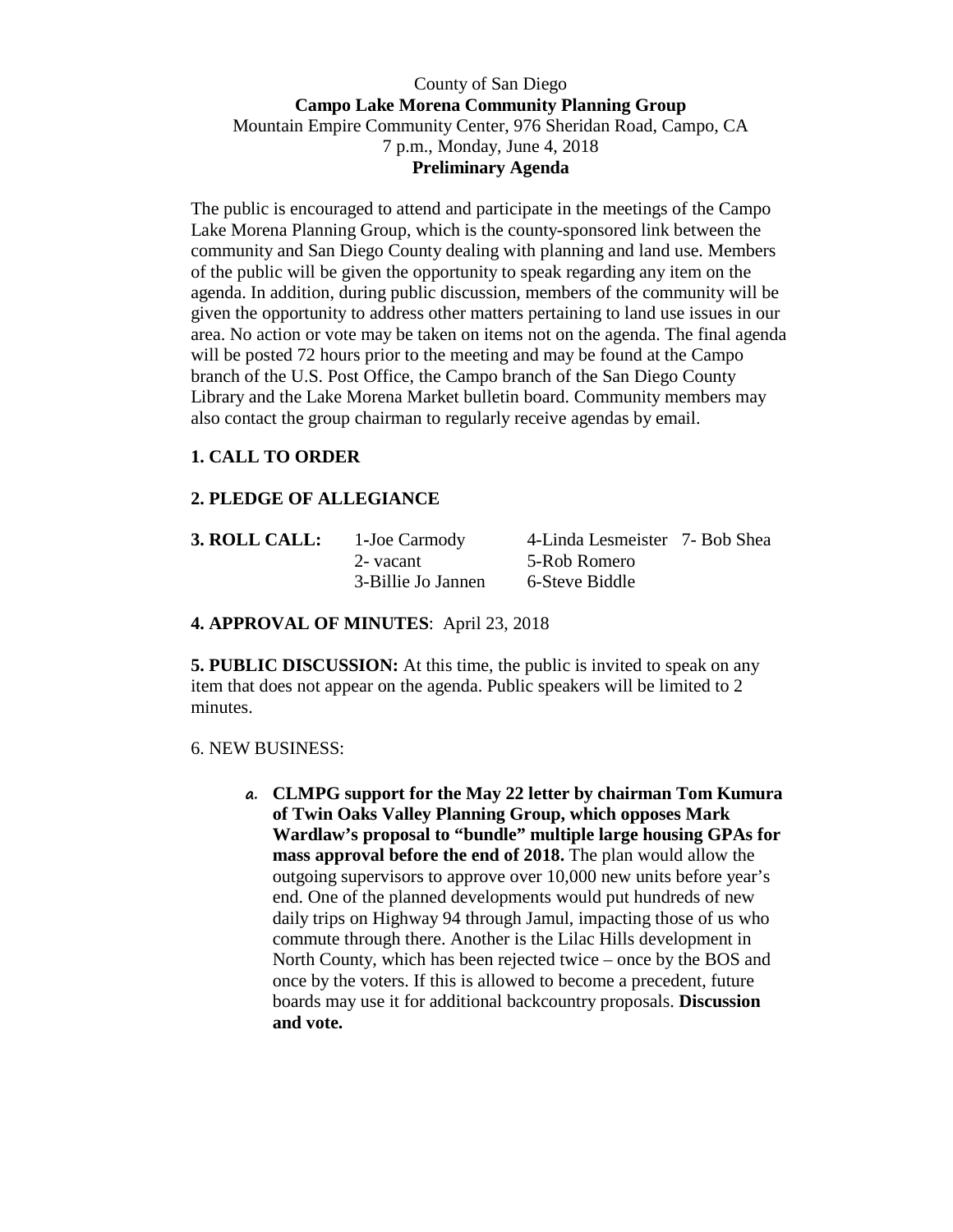County of San Diego
**Campo Lake Morena Community Planning Group**
Mountain Empire Community Center, 976 Sheridan Road, Campo, CA
7 p.m., Monday, June 4, 2018
**Preliminary Agenda**

The public is encouraged to attend and participate in the meetings of the Campo Lake Morena Planning Group, which is the county-sponsored link between the community and San Diego County dealing with planning and land use. Members of the public will be given the opportunity to speak regarding any item on the agenda. In addition, during public discussion, members of the community will be given the opportunity to address other matters pertaining to land use issues in our area. No action or vote may be taken on items not on the agenda. The final agenda will be posted 72 hours prior to the meeting and may be found at the Campo branch of the U.S. Post Office, the Campo branch of the San Diego County Library and the Lake Morena Market bulletin board. Community members may also contact the group chairman to regularly receive agendas by email.

**1. CALL TO ORDER**

**2. PLEDGE OF ALLEGIANCE**

| **3. ROLL CALL:** | 1-Joe Carmody | 4-Linda Lesmeister | 7- Bob Shea |
|---|---|---|---|
| | 2- vacant | 5-Rob Romero | |
| | 3-Billie Jo Jannen | 6-Steve Biddle | |

**4. APPROVAL OF MINUTES**: April 23, 2018

**5. PUBLIC DISCUSSION:** At this time, the public is invited to speak on any item that does not appear on the agenda. Public speakers will be limited to 2 minutes.

6. NEW BUSINESS:

a. **CLMPG support for the May 22 letter by chairman Tom Kumura of Twin Oaks Valley Planning Group, which opposes Mark Wardlaw's proposal to "bundle" multiple large housing GPAs for mass approval before the end of 2018.** The plan would allow the outgoing supervisors to approve over 10,000 new units before year's end. One of the planned developments would put hundreds of new daily trips on Highway 94 through Jamul, impacting those of us who commute through there. Another is the Lilac Hills development in North County, which has been rejected twice – once by the BOS and once by the voters. If this is allowed to become a precedent, future boards may use it for additional backcountry proposals. **Discussion and vote.**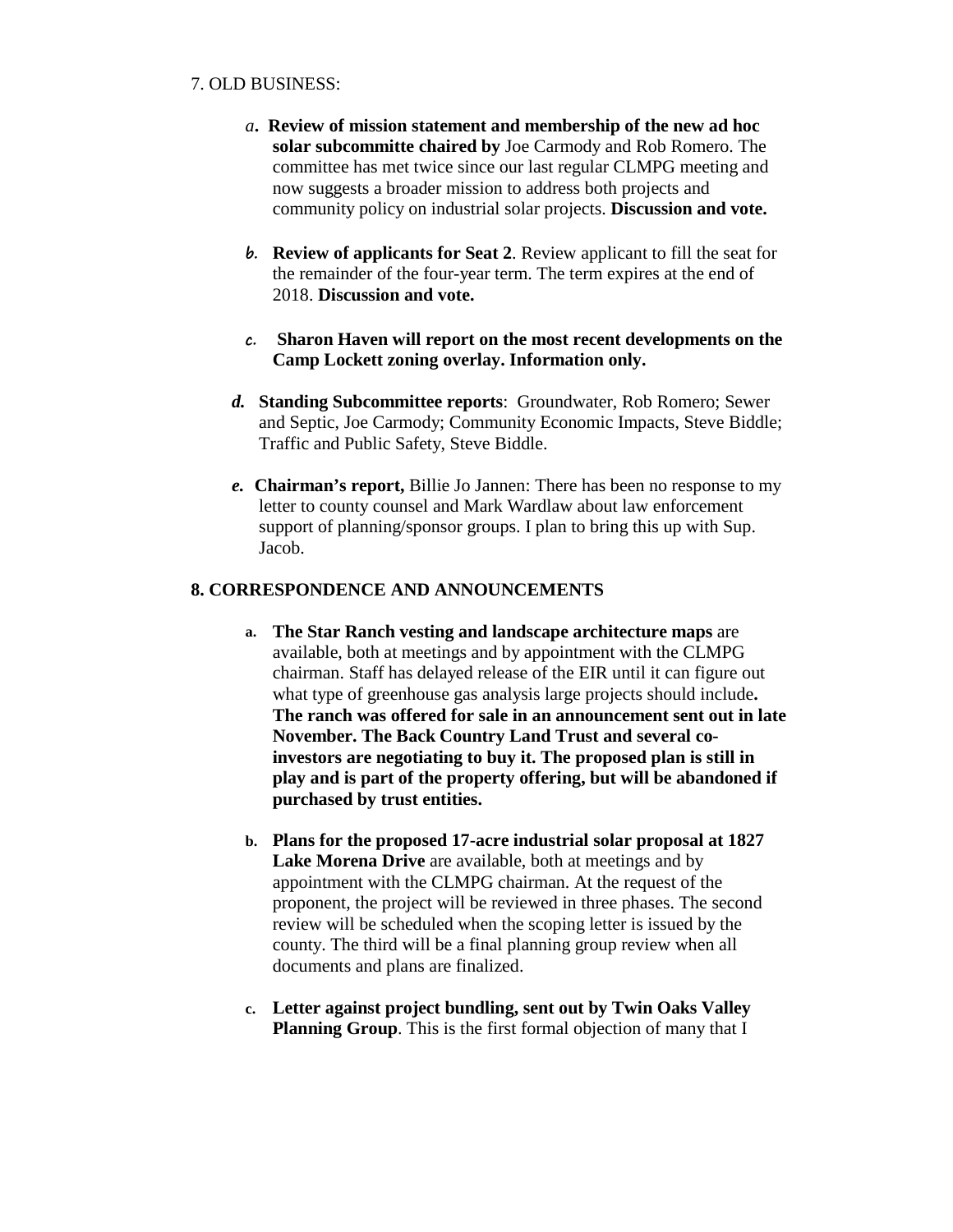7. OLD BUSINESS:

a. **Review of mission statement and membership of the new ad hoc solar subcommitte chaired by** Joe Carmody and Rob Romero. The committee has met twice since our last regular CLMPG meeting and now suggests a broader mission to address both projects and community policy on industrial solar projects. **Discussion and vote.**

b. **Review of applicants for Seat 2**. Review applicant to fill the seat for the remainder of the four-year term. The term expires at the end of 2018. **Discussion and vote.**

c. **Sharon Haven will report on the most recent developments on the Camp Lockett zoning overlay. Information only.**

*d.* **Standing Subcommittee reports**: Groundwater, Rob Romero; Sewer and Septic, Joe Carmody; Community Economic Impacts, Steve Biddle; Traffic and Public Safety, Steve Biddle.

*e.* **Chairman's report,** Billie Jo Jannen: There has been no response to my letter to county counsel and Mark Wardlaw about law enforcement support of planning/sponsor groups. I plan to bring this up with Sup. Jacob.

**8. CORRESPONDENCE AND ANNOUNCEMENTS**

a. **The Star Ranch vesting and landscape architecture maps** are available, both at meetings and by appointment with the CLMPG chairman. Staff has delayed release of the EIR until it can figure out what type of greenhouse gas analysis large projects should include**. The ranch was offered for sale in an announcement sent out in late November. The Back Country Land Trust and several co-investors are negotiating to buy it. The proposed plan is still in play and is part of the property offering, but will be abandoned if purchased by trust entities.**

b. **Plans for the proposed 17-acre industrial solar proposal at 1827 Lake Morena Drive** are available, both at meetings and by appointment with the CLMPG chairman. At the request of the proponent, the project will be reviewed in three phases. The second review will be scheduled when the scoping letter is issued by the county. The third will be a final planning group review when all documents and plans are finalized.

c. **Letter against project bundling, sent out by Twin Oaks Valley Planning Group**. This is the first formal objection of many that I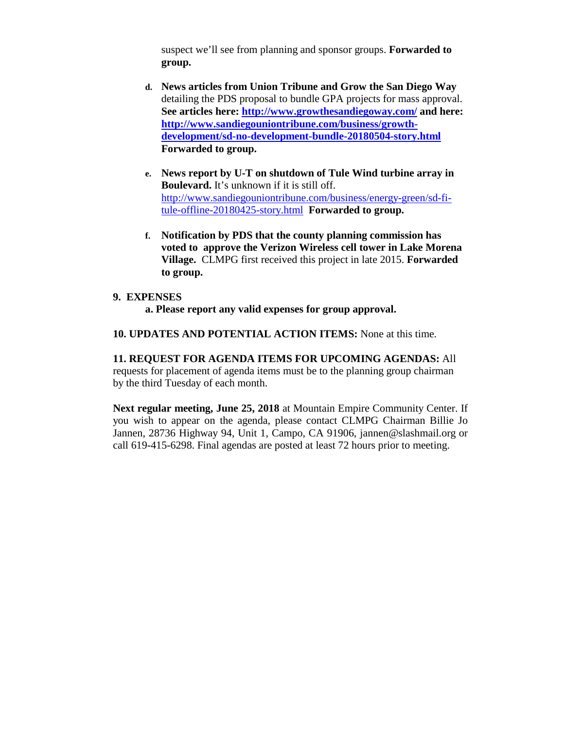suspect we'll see from planning and sponsor groups. **Forwarded to group.**

d. **News articles from Union Tribune and Grow the San Diego Way** detailing the PDS proposal to bundle GPA projects for mass approval. **See articles here: http://www.growthesandiegoway.com/ and here: http://www.sandiegouniontribune.com/business/growth-development/sd-no-development-bundle-20180504-story.html Forwarded to group.**

e. **News report by U-T on shutdown of Tule Wind turbine array in Boulevard.** It's unknown if it is still off. http://www.sandiegouniontribune.com/business/energy-green/sd-fi-tule-offline-20180425-story.html **Forwarded to group.**

f. **Notification by PDS that the county planning commission has voted to approve the Verizon Wireless cell tower in Lake Morena Village.** CLMPG first received this project in late 2015. **Forwarded to group.**

**9. EXPENSES**

**a. Please report any valid expenses for group approval.**

**10. UPDATES AND POTENTIAL ACTION ITEMS:** None at this time.

**11. REQUEST FOR AGENDA ITEMS FOR UPCOMING AGENDAS:** All requests for placement of agenda items must be to the planning group chairman by the third Tuesday of each month.

**Next regular meeting, June 25, 2018** at Mountain Empire Community Center. If you wish to appear on the agenda, please contact CLMPG Chairman Billie Jo Jannen, 28736 Highway 94, Unit 1, Campo, CA 91906, jannen@slashmail.org or call 619-415-6298. Final agendas are posted at least 72 hours prior to meeting.